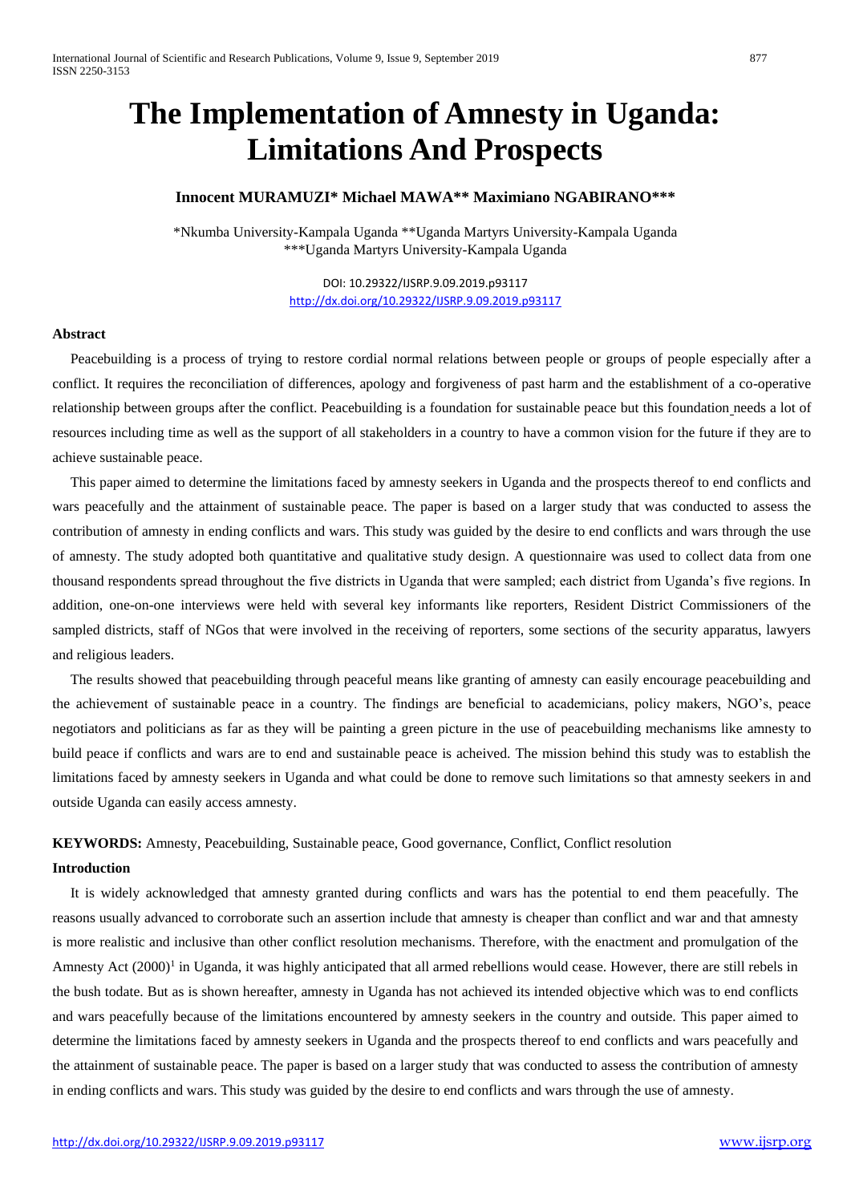# The Implementation of Amnesty in Uganda: Limitations And Prospects

**Innocent MURAMUZI\* Michael MAWA\*\* Maximiano NGABIRANO\*\*\***

\*Nkumba University-Kampala Uganda \*\*Uganda Martyrs University-Kampala Uganda
\*\*\*Uganda Martyrs University-Kampala Uganda

DOI: 10.29322/IJSRP.9.09.2019.p93117
http://dx.doi.org/10.29322/IJSRP.9.09.2019.p93117

### Abstract

Peacebuilding is a process of trying to restore cordial normal relations between people or groups of people especially after a conflict. It requires the reconciliation of differences, apology and forgiveness of past harm and the establishment of a co-operative relationship between groups after the conflict. Peacebuilding is a foundation for sustainable peace but this foundation needs a lot of resources including time as well as the support of all stakeholders in a country to have a common vision for the future if they are to achieve sustainable peace.

This paper aimed to determine the limitations faced by amnesty seekers in Uganda and the prospects thereof to end conflicts and wars peacefully and the attainment of sustainable peace. The paper is based on a larger study that was conducted to assess the contribution of amnesty in ending conflicts and wars. This study was guided by the desire to end conflicts and wars through the use of amnesty. The study adopted both quantitative and qualitative study design. A questionnaire was used to collect data from one thousand respondents spread throughout the five districts in Uganda that were sampled; each district from Uganda's five regions. In addition, one-on-one interviews were held with several key informants like reporters, Resident District Commissioners of the sampled districts, staff of NGos that were involved in the receiving of reporters, some sections of the security apparatus, lawyers and religious leaders.

The results showed that peacebuilding through peaceful means like granting of amnesty can easily encourage peacebuilding and the achievement of sustainable peace in a country. The findings are beneficial to academicians, policy makers, NGO's, peace negotiators and politicians as far as they will be painting a green picture in the use of peacebuilding mechanisms like amnesty to build peace if conflicts and wars are to end and sustainable peace is acheived. The mission behind this study was to establish the limitations faced by amnesty seekers in Uganda and what could be done to remove such limitations so that amnesty seekers in and outside Uganda can easily access amnesty.

**KEYWORDS:** Amnesty, Peacebuilding, Sustainable peace, Good governance, Conflict, Conflict resolution

### Introduction

It is widely acknowledged that amnesty granted during conflicts and wars has the potential to end them peacefully. The reasons usually advanced to corroborate such an assertion include that amnesty is cheaper than conflict and war and that amnesty is more realistic and inclusive than other conflict resolution mechanisms. Therefore, with the enactment and promulgation of the Amnesty Act (2000)[1] in Uganda, it was highly anticipated that all armed rebellions would cease. However, there are still rebels in the bush todate. But as is shown hereafter, amnesty in Uganda has not achieved its intended objective which was to end conflicts and wars peacefully because of the limitations encountered by amnesty seekers in the country and outside. This paper aimed to determine the limitations faced by amnesty seekers in Uganda and the prospects thereof to end conflicts and wars peacefully and the attainment of sustainable peace. The paper is based on a larger study that was conducted to assess the contribution of amnesty in ending conflicts and wars. This study was guided by the desire to end conflicts and wars through the use of amnesty.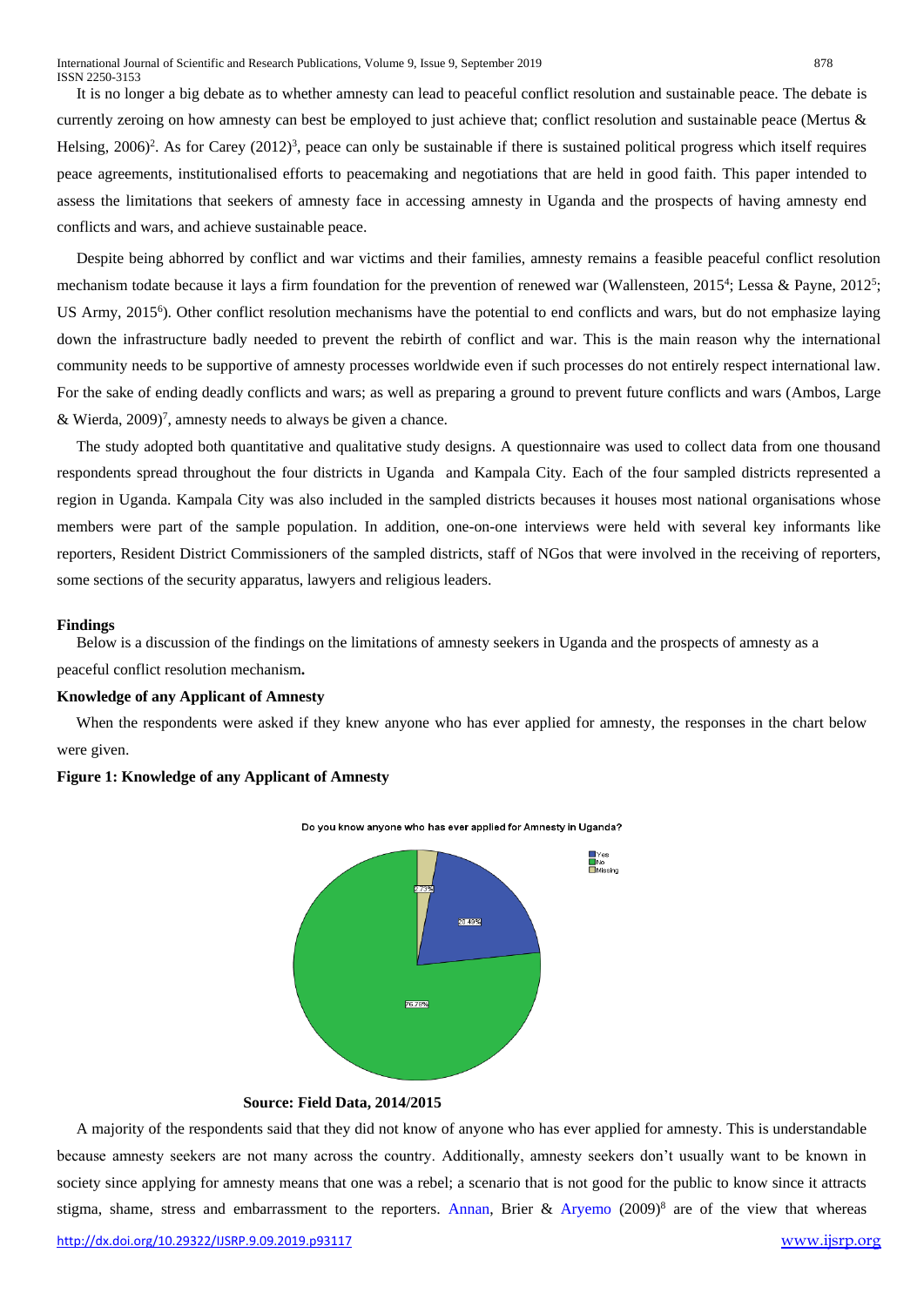It is no longer a big debate as to whether amnesty can lead to peaceful conflict resolution and sustainable peace. The debate is currently zeroing on how amnesty can best be employed to just achieve that; conflict resolution and sustainable peace (Mertus & Helsing, 2006)[2]. As for Carey (2012)[3], peace can only be sustainable if there is sustained political progress which itself requires peace agreements, institutionalised efforts to peacemaking and negotiations that are held in good faith. This paper intended to assess the limitations that seekers of amnesty face in accessing amnesty in Uganda and the prospects of having amnesty end conflicts and wars, and achieve sustainable peace.

Despite being abhorred by conflict and war victims and their families, amnesty remains a feasible peaceful conflict resolution mechanism todate because it lays a firm foundation for the prevention of renewed war (Wallensteen, 2015[4]; Lessa & Payne, 2012[5]; US Army, 2015[6]). Other conflict resolution mechanisms have the potential to end conflicts and wars, but do not emphasize laying down the infrastructure badly needed to prevent the rebirth of conflict and war. This is the main reason why the international community needs to be supportive of amnesty processes worldwide even if such processes do not entirely respect international law. For the sake of ending deadly conflicts and wars; as well as preparing a ground to prevent future conflicts and wars (Ambos, Large & Wierda, 2009)[7], amnesty needs to always be given a chance.

The study adopted both quantitative and qualitative study designs. A questionnaire was used to collect data from one thousand respondents spread throughout the four districts in Uganda and Kampala City. Each of the four sampled districts represented a region in Uganda. Kampala City was also included in the sampled districts becauses it houses most national organisations whose members were part of the sample population. In addition, one-on-one interviews were held with several key informants like reporters, Resident District Commissioners of the sampled districts, staff of NGos that were involved in the receiving of reporters, some sections of the security apparatus, lawyers and religious leaders.

## Findings

Below is a discussion of the findings on the limitations of amnesty seekers in Uganda and the prospects of amnesty as a peaceful conflict resolution mechanism**.**

### Knowledge of any Applicant of Amnesty

When the respondents were asked if they knew anyone who has ever applied for amnesty, the responses in the chart below were given.

**Figure 1: Knowledge of any Applicant of Amnesty**

Do you know anyone who has ever applied for Amnesty in Uganda?

| Response | Percentage |
|---|---|
| Yes | 20.49% |
| No | 76.78% |
| Missing | 2.73% |

**Source: Field Data, 2014/2015**

A majority of the respondents said that they did not know of anyone who has ever applied for amnesty. This is understandable because amnesty seekers are not many across the country. Additionally, amnesty seekers don't usually want to be known in society since applying for amnesty means that one was a rebel; a scenario that is not good for the public to know since it attracts stigma, shame, stress and embarrassment to the reporters. Annan, Brier & Aryemo (2009)[8] are of the view that whereas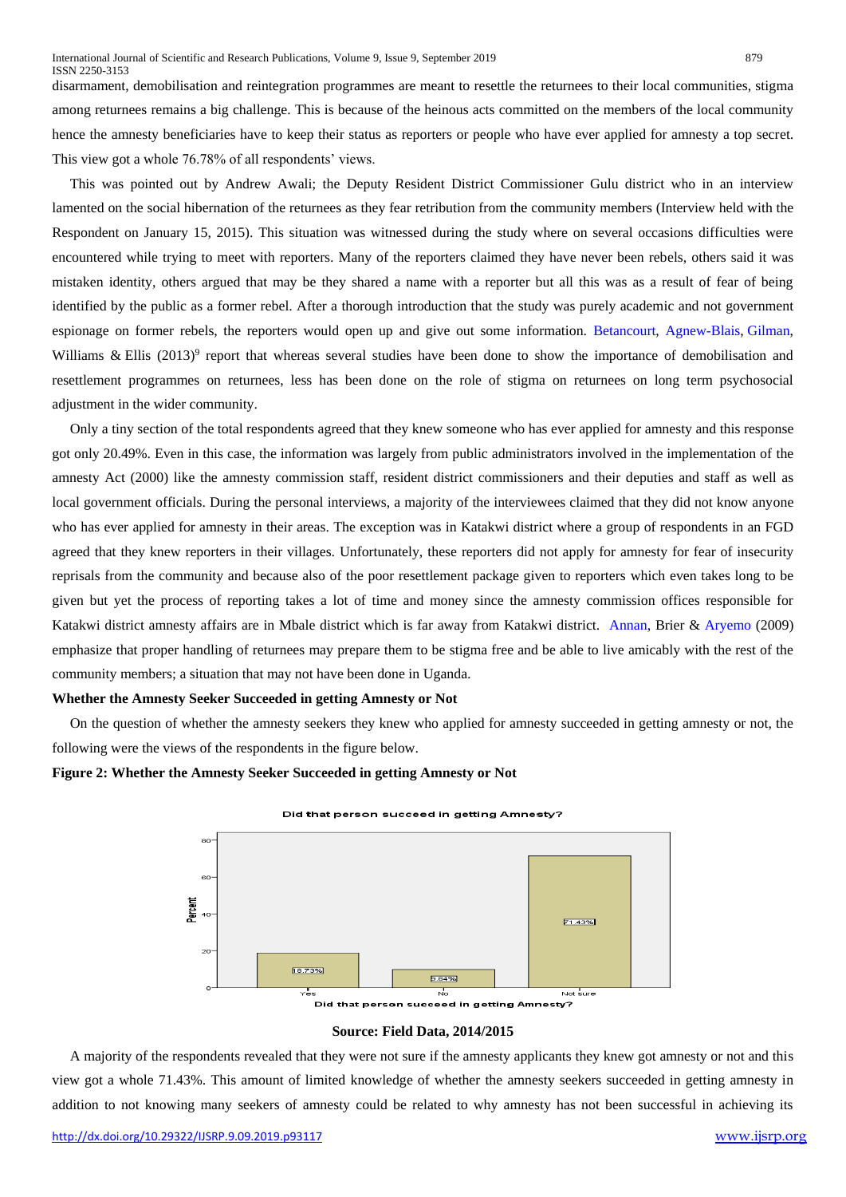disarmament, demobilisation and reintegration programmes are meant to resettle the returnees to their local communities, stigma among returnees remains a big challenge. This is because of the heinous acts committed on the members of the local community hence the amnesty beneficiaries have to keep their status as reporters or people who have ever applied for amnesty a top secret. This view got a whole 76.78% of all respondents' views.

This was pointed out by Andrew Awali; the Deputy Resident District Commissioner Gulu district who in an interview lamented on the social hibernation of the returnees as they fear retribution from the community members (Interview held with the Respondent on January 15, 2015). This situation was witnessed during the study where on several occasions difficulties were encountered while trying to meet with reporters. Many of the reporters claimed they have never been rebels, others said it was mistaken identity, others argued that may be they shared a name with a reporter but all this was as a result of fear of being identified by the public as a former rebel. After a thorough introduction that the study was purely academic and not government espionage on former rebels, the reporters would open up and give out some information. Betancourt, Agnew-Blais, Gilman, Williams & Ellis (2013)[9] report that whereas several studies have been done to show the importance of demobilisation and resettlement programmes on returnees, less has been done on the role of stigma on returnees on long term psychosocial adjustment in the wider community.

Only a tiny section of the total respondents agreed that they knew someone who has ever applied for amnesty and this response got only 20.49%. Even in this case, the information was largely from public administrators involved in the implementation of the amnesty Act (2000) like the amnesty commission staff, resident district commissioners and their deputies and staff as well as local government officials. During the personal interviews, a majority of the interviewees claimed that they did not know anyone who has ever applied for amnesty in their areas. The exception was in Katakwi district where a group of respondents in an FGD agreed that they knew reporters in their villages. Unfortunately, these reporters did not apply for amnesty for fear of insecurity reprisals from the community and because also of the poor resettlement package given to reporters which even takes long to be given but yet the process of reporting takes a lot of time and money since the amnesty commission offices responsible for Katakwi district amnesty affairs are in Mbale district which is far away from Katakwi district. Annan, Brier & Aryemo (2009) emphasize that proper handling of returnees may prepare them to be stigma free and be able to live amicably with the rest of the community members; a situation that may not have been done in Uganda.

**Whether the Amnesty Seeker Succeeded in getting Amnesty or Not**

On the question of whether the amnesty seekers they knew who applied for amnesty succeeded in getting amnesty or not, the following were the views of the respondents in the figure below.

**Figure 2: Whether the Amnesty Seeker Succeeded in getting Amnesty or Not**

Did that person succeed in getting Amnesty?

| Did that person succeed in getting Amnesty? | Percent |
|---|---|
| Yes | 18.73% |
| No | 9.84% |
| Not sure | 71.43% |

**Source: Field Data, 2014/2015**

A majority of the respondents revealed that they were not sure if the amnesty applicants they knew got amnesty or not and this view got a whole 71.43%. This amount of limited knowledge of whether the amnesty seekers succeeded in getting amnesty in addition to not knowing many seekers of amnesty could be related to why amnesty has not been successful in achieving its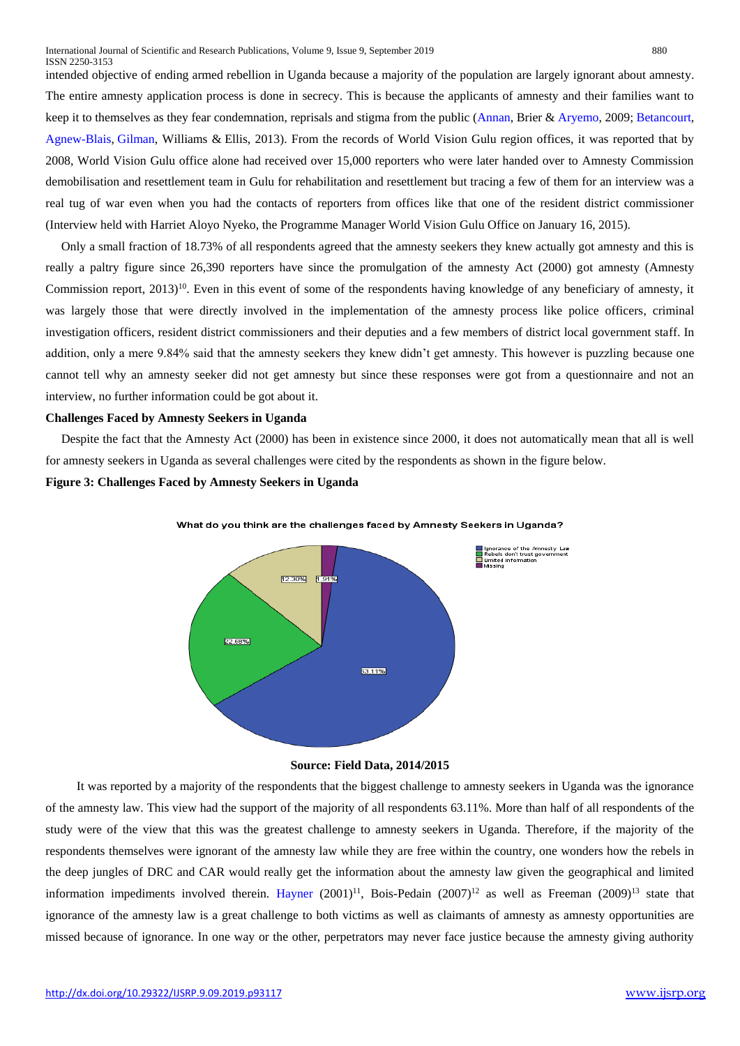intended objective of ending armed rebellion in Uganda because a majority of the population are largely ignorant about amnesty. The entire amnesty application process is done in secrecy. This is because the applicants of amnesty and their families want to keep it to themselves as they fear condemnation, reprisals and stigma from the public (Annan, Brier & Aryemo, 2009; Betancourt, Agnew-Blais, Gilman, Williams & Ellis, 2013). From the records of World Vision Gulu region offices, it was reported that by 2008, World Vision Gulu office alone had received over 15,000 reporters who were later handed over to Amnesty Commission demobilisation and resettlement team in Gulu for rehabilitation and resettlement but tracing a few of them for an interview was a real tug of war even when you had the contacts of reporters from offices like that one of the resident district commissioner (Interview held with Harriet Aloyo Nyeko, the Programme Manager World Vision Gulu Office on January 16, 2015).

Only a small fraction of 18.73% of all respondents agreed that the amnesty seekers they knew actually got amnesty and this is really a paltry figure since 26,390 reporters have since the promulgation of the amnesty Act (2000) got amnesty (Amnesty Commission report, 2013)[10]. Even in this event of some of the respondents having knowledge of any beneficiary of amnesty, it was largely those that were directly involved in the implementation of the amnesty process like police officers, criminal investigation officers, resident district commissioners and their deputies and a few members of district local government staff. In addition, only a mere 9.84% said that the amnesty seekers they knew didn't get amnesty. This however is puzzling because one cannot tell why an amnesty seeker did not get amnesty but since these responses were got from a questionnaire and not an interview, no further information could be got about it.

**Challenges Faced by Amnesty Seekers in Uganda**

Despite the fact that the Amnesty Act (2000) has been in existence since 2000, it does not automatically mean that all is well for amnesty seekers in Uganda as several challenges were cited by the respondents as shown in the figure below.

**Figure 3: Challenges Faced by Amnesty Seekers in Uganda**

What do you think are the challenges faced by Amnesty Seekers in Uganda?

| Challenge | Percentage |
|---|---|
| Ignorance of the Amnesty Law | 63.11% |
| Rebels don't trust government | 22.68% |
| Limited information | 12.30% |
| Missing | 1.91% |

**Source: Field Data, 2014/2015**

It was reported by a majority of the respondents that the biggest challenge to amnesty seekers in Uganda was the ignorance of the amnesty law. This view had the support of the majority of all respondents 63.11%. More than half of all respondents of the study were of the view that this was the greatest challenge to amnesty seekers in Uganda. Therefore, if the majority of the respondents themselves were ignorant of the amnesty law while they are free within the country, one wonders how the rebels in the deep jungles of DRC and CAR would really get the information about the amnesty law given the geographical and limited information impediments involved therein. Hayner (2001)[11], Bois-Pedain (2007)[12] as well as Freeman (2009)[13] state that ignorance of the amnesty law is a great challenge to both victims as well as claimants of amnesty as amnesty opportunities are missed because of ignorance. In one way or the other, perpetrators may never face justice because the amnesty giving authority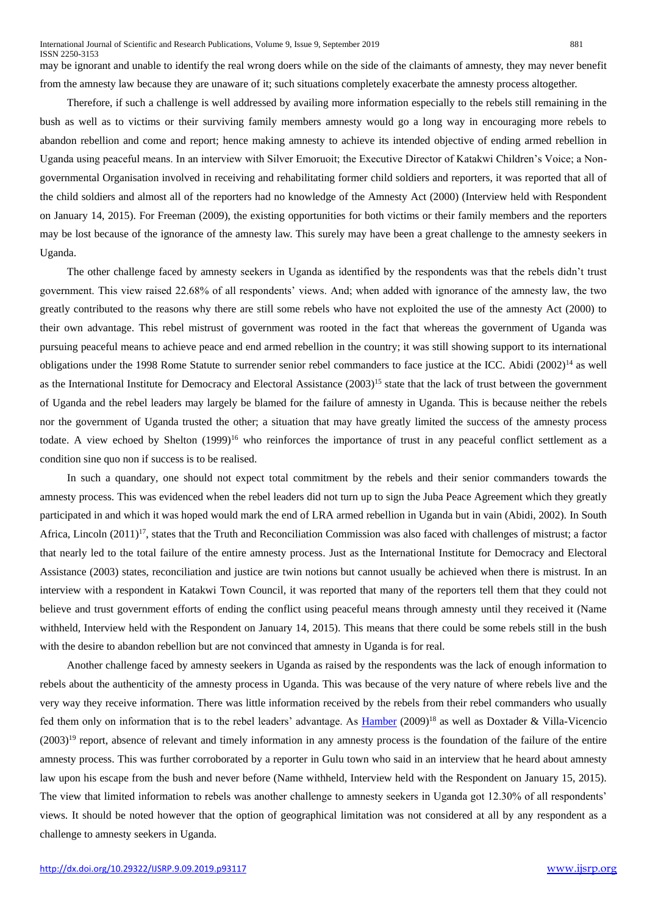may be ignorant and unable to identify the real wrong doers while on the side of the claimants of amnesty, they may never benefit from the amnesty law because they are unaware of it; such situations completely exacerbate the amnesty process altogether.

Therefore, if such a challenge is well addressed by availing more information especially to the rebels still remaining in the bush as well as to victims or their surviving family members amnesty would go a long way in encouraging more rebels to abandon rebellion and come and report; hence making amnesty to achieve its intended objective of ending armed rebellion in Uganda using peaceful means. In an interview with Silver Emoruoit; the Executive Director of Katakwi Children's Voice; a Non-governmental Organisation involved in receiving and rehabilitating former child soldiers and reporters, it was reported that all of the child soldiers and almost all of the reporters had no knowledge of the Amnesty Act (2000) (Interview held with Respondent on January 14, 2015). For Freeman (2009), the existing opportunities for both victims or their family members and the reporters may be lost because of the ignorance of the amnesty law. This surely may have been a great challenge to the amnesty seekers in Uganda.

The other challenge faced by amnesty seekers in Uganda as identified by the respondents was that the rebels didn't trust government. This view raised 22.68% of all respondents' views. And; when added with ignorance of the amnesty law, the two greatly contributed to the reasons why there are still some rebels who have not exploited the use of the amnesty Act (2000) to their own advantage. This rebel mistrust of government was rooted in the fact that whereas the government of Uganda was pursuing peaceful means to achieve peace and end armed rebellion in the country; it was still showing support to its international obligations under the 1998 Rome Statute to surrender senior rebel commanders to face justice at the ICC. Abidi (2002)[14] as well as the International Institute for Democracy and Electoral Assistance (2003)[15] state that the lack of trust between the government of Uganda and the rebel leaders may largely be blamed for the failure of amnesty in Uganda. This is because neither the rebels nor the government of Uganda trusted the other; a situation that may have greatly limited the success of the amnesty process todate. A view echoed by Shelton (1999)[16] who reinforces the importance of trust in any peaceful conflict settlement as a condition sine quo non if success is to be realised.

In such a quandary, one should not expect total commitment by the rebels and their senior commanders towards the amnesty process. This was evidenced when the rebel leaders did not turn up to sign the Juba Peace Agreement which they greatly participated in and which it was hoped would mark the end of LRA armed rebellion in Uganda but in vain (Abidi, 2002). In South Africa, Lincoln (2011)[17], states that the Truth and Reconciliation Commission was also faced with challenges of mistrust; a factor that nearly led to the total failure of the entire amnesty process. Just as the International Institute for Democracy and Electoral Assistance (2003) states, reconciliation and justice are twin notions but cannot usually be achieved when there is mistrust. In an interview with a respondent in Katakwi Town Council, it was reported that many of the reporters tell them that they could not believe and trust government efforts of ending the conflict using peaceful means through amnesty until they received it (Name withheld, Interview held with the Respondent on January 14, 2015). This means that there could be some rebels still in the bush with the desire to abandon rebellion but are not convinced that amnesty in Uganda is for real.

Another challenge faced by amnesty seekers in Uganda as raised by the respondents was the lack of enough information to rebels about the authenticity of the amnesty process in Uganda. This was because of the very nature of where rebels live and the very way they receive information. There was little information received by the rebels from their rebel commanders who usually fed them only on information that is to the rebel leaders' advantage. As Hamber (2009)[18] as well as Doxtader & Villa-Vicencio (2003)[19] report, absence of relevant and timely information in any amnesty process is the foundation of the failure of the entire amnesty process. This was further corroborated by a reporter in Gulu town who said in an interview that he heard about amnesty law upon his escape from the bush and never before (Name withheld, Interview held with the Respondent on January 15, 2015). The view that limited information to rebels was another challenge to amnesty seekers in Uganda got 12.30% of all respondents' views. It should be noted however that the option of geographical limitation was not considered at all by any respondent as a challenge to amnesty seekers in Uganda.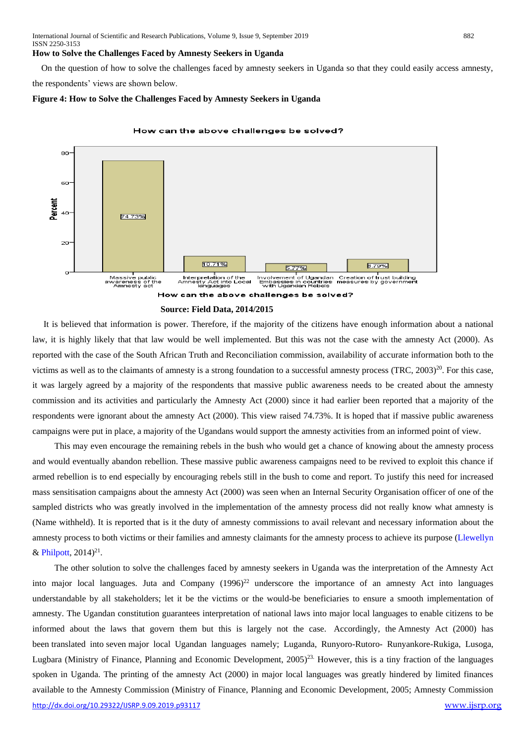### How to Solve the Challenges Faced by Amnesty Seekers in Uganda

On the question of how to solve the challenges faced by amnesty seekers in Uganda so that they could easily access amnesty, the respondents' views are shown below.

**Figure 4: How to Solve the Challenges Faced by Amnesty Seekers in Uganda**

How can the above challenges be solved?

| How can the above challenges be solved? | Percent |
|---|---|
| Massive public awareness of the Amnesty act | 74.73% |
| Interpretation of the Amnesty Act into Local languages | 10.71% |
| Involvement of Ugandan Embassies in countries with Ugandan Rebels | 5.77% |
| Creation of trust building measures by government | 8.79% |

**Source: Field Data, 2014/2015**

It is believed that information is power. Therefore, if the majority of the citizens have enough information about a national law, it is highly likely that that law would be well implemented. But this was not the case with the amnesty Act (2000). As reported with the case of the South African Truth and Reconciliation commission, availability of accurate information both to the victims as well as to the claimants of amnesty is a strong foundation to a successful amnesty process (TRC, 2003)[20]. For this case, it was largely agreed by a majority of the respondents that massive public awareness needs to be created about the amnesty commission and its activities and particularly the Amnesty Act (2000) since it had earlier been reported that a majority of the respondents were ignorant about the amnesty Act (2000). This view raised 74.73%. It is hoped that if massive public awareness campaigns were put in place, a majority of the Ugandans would support the amnesty activities from an informed point of view.

This may even encourage the remaining rebels in the bush who would get a chance of knowing about the amnesty process and would eventually abandon rebellion. These massive public awareness campaigns need to be revived to exploit this chance if armed rebellion is to end especially by encouraging rebels still in the bush to come and report. To justify this need for increased mass sensitisation campaigns about the amnesty Act (2000) was seen when an Internal Security Organisation officer of one of the sampled districts who was greatly involved in the implementation of the amnesty process did not really know what amnesty is (Name withheld). It is reported that is it the duty of amnesty commissions to avail relevant and necessary information about the amnesty process to both victims or their families and amnesty claimants for the amnesty process to achieve its purpose (Llewellyn & Philpott, 2014)[21].

The other solution to solve the challenges faced by amnesty seekers in Uganda was the interpretation of the Amnesty Act into major local languages. Juta and Company (1996)[22] underscore the importance of an amnesty Act into languages understandable by all stakeholders; let it be the victims or the would-be beneficiaries to ensure a smooth implementation of amnesty. The Ugandan constitution guarantees interpretation of national laws into major local languages to enable citizens to be informed about the laws that govern them but this is largely not the case. Accordingly, the Amnesty Act (2000) has been translated into seven major local Ugandan languages namely; Luganda, Runyoro-Rutoro- Runyankore-Rukiga, Lusoga, Lugbara (Ministry of Finance, Planning and Economic Development, 2005)[23]. However, this is a tiny fraction of the languages spoken in Uganda. The printing of the amnesty Act (2000) in major local languages was greatly hindered by limited finances available to the Amnesty Commission (Ministry of Finance, Planning and Economic Development, 2005; Amnesty Commission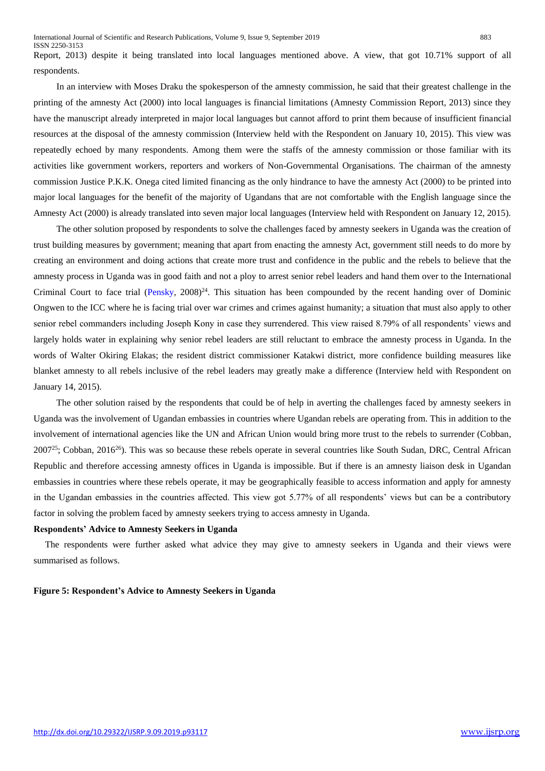Report, 2013) despite it being translated into local languages mentioned above. A view, that got 10.71% support of all respondents.

In an interview with Moses Draku the spokesperson of the amnesty commission, he said that their greatest challenge in the printing of the amnesty Act (2000) into local languages is financial limitations (Amnesty Commission Report, 2013) since they have the manuscript already interpreted in major local languages but cannot afford to print them because of insufficient financial resources at the disposal of the amnesty commission (Interview held with the Respondent on January 10, 2015). This view was repeatedly echoed by many respondents. Among them were the staffs of the amnesty commission or those familiar with its activities like government workers, reporters and workers of Non-Governmental Organisations. The chairman of the amnesty commission Justice P.K.K. Onega cited limited financing as the only hindrance to have the amnesty Act (2000) to be printed into major local languages for the benefit of the majority of Ugandans that are not comfortable with the English language since the Amnesty Act (2000) is already translated into seven major local languages (Interview held with Respondent on January 12, 2015).

The other solution proposed by respondents to solve the challenges faced by amnesty seekers in Uganda was the creation of trust building measures by government; meaning that apart from enacting the amnesty Act, government still needs to do more by creating an environment and doing actions that create more trust and confidence in the public and the rebels to believe that the amnesty process in Uganda was in good faith and not a ploy to arrest senior rebel leaders and hand them over to the International Criminal Court to face trial (Pensky, 2008)[24]. This situation has been compounded by the recent handing over of Dominic Ongwen to the ICC where he is facing trial over war crimes and crimes against humanity; a situation that must also apply to other senior rebel commanders including Joseph Kony in case they surrendered. This view raised 8.79% of all respondents' views and largely holds water in explaining why senior rebel leaders are still reluctant to embrace the amnesty process in Uganda. In the words of Walter Okiring Elakas; the resident district commissioner Katakwi district, more confidence building measures like blanket amnesty to all rebels inclusive of the rebel leaders may greatly make a difference (Interview held with Respondent on January 14, 2015).

The other solution raised by the respondents that could be of help in averting the challenges faced by amnesty seekers in Uganda was the involvement of Ugandan embassies in countries where Ugandan rebels are operating from. This in addition to the involvement of international agencies like the UN and African Union would bring more trust to the rebels to surrender (Cobban, 2007[25]; Cobban, 2016[26]). This was so because these rebels operate in several countries like South Sudan, DRC, Central African Republic and therefore accessing amnesty offices in Uganda is impossible. But if there is an amnesty liaison desk in Ugandan embassies in countries where these rebels operate, it may be geographically feasible to access information and apply for amnesty in the Ugandan embassies in the countries affected. This view got 5.77% of all respondents' views but can be a contributory factor in solving the problem faced by amnesty seekers trying to access amnesty in Uganda.

**Respondents' Advice to Amnesty Seekers in Uganda**

The respondents were further asked what advice they may give to amnesty seekers in Uganda and their views were summarised as follows.

**Figure 5: Respondent's Advice to Amnesty Seekers in Uganda**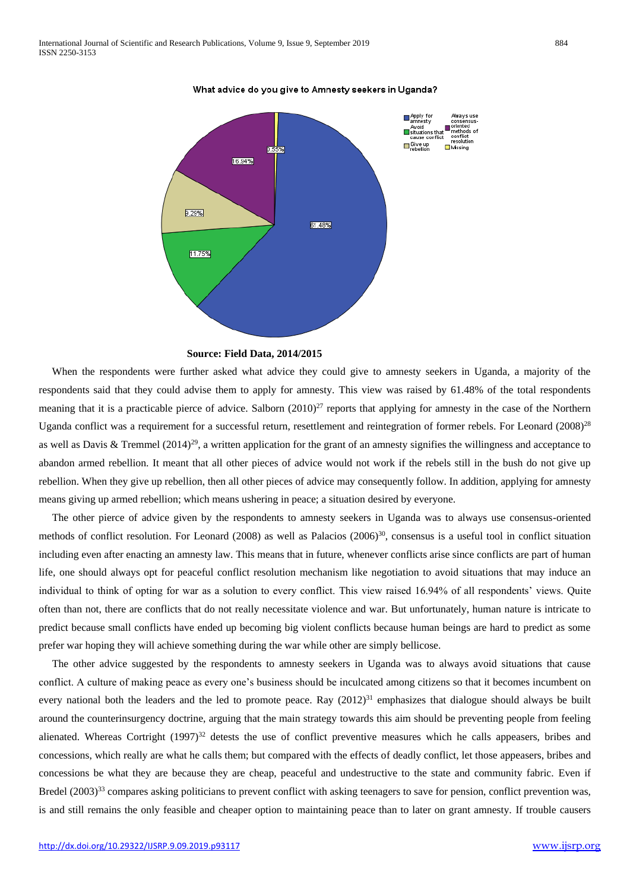What advice do you give to Amnesty seekers in Uganda?

Apply for amnesty: 61.48%
Avoid situations that cause conflict: 11.75%
Give up rebellion: 9.29%
Always use consensus-oriented methods of conflict resolution: 16.94%
Missing: 0.55%

**Source: Field Data, 2014/2015**

When the respondents were further asked what advice they could give to amnesty seekers in Uganda, a majority of the respondents said that they could advise them to apply for amnesty. This view was raised by 61.48% of the total respondents meaning that it is a practicable pierce of advice. Salborn (2010)[27] reports that applying for amnesty in the case of the Northern Uganda conflict was a requirement for a successful return, resettlement and reintegration of former rebels. For Leonard (2008)[28] as well as Davis & Tremmel (2014)[29], a written application for the grant of an amnesty signifies the willingness and acceptance to abandon armed rebellion. It meant that all other pieces of advice would not work if the rebels still in the bush do not give up rebellion. When they give up rebellion, then all other pieces of advice may consequently follow. In addition, applying for amnesty means giving up armed rebellion; which means ushering in peace; a situation desired by everyone.

The other pierce of advice given by the respondents to amnesty seekers in Uganda was to always use consensus-oriented methods of conflict resolution. For Leonard (2008) as well as Palacios (2006)[30], consensus is a useful tool in conflict situation including even after enacting an amnesty law. This means that in future, whenever conflicts arise since conflicts are part of human life, one should always opt for peaceful conflict resolution mechanism like negotiation to avoid situations that may induce an individual to think of opting for war as a solution to every conflict. This view raised 16.94% of all respondents' views. Quite often than not, there are conflicts that do not really necessitate violence and war. But unfortunately, human nature is intricate to predict because small conflicts have ended up becoming big violent conflicts because human beings are hard to predict as some prefer war hoping they will achieve something during the war while other are simply bellicose.

The other advice suggested by the respondents to amnesty seekers in Uganda was to always avoid situations that cause conflict. A culture of making peace as every one's business should be inculcated among citizens so that it becomes incumbent on every national both the leaders and the led to promote peace. Ray (2012)[31] emphasizes that dialogue should always be built around the counterinsurgency doctrine, arguing that the main strategy towards this aim should be preventing people from feeling alienated. Whereas Cortright (1997)[32] detests the use of conflict preventive measures which he calls appeasers, bribes and concessions, which really are what he calls them; but compared with the effects of deadly conflict, let those appeasers, bribes and concessions be what they are because they are cheap, peaceful and undestructive to the state and community fabric. Even if Bredel (2003)[33] compares asking politicians to prevent conflict with asking teenagers to save for pension, conflict prevention was, is and still remains the only feasible and cheaper option to maintaining peace than to later on grant amnesty. If trouble causers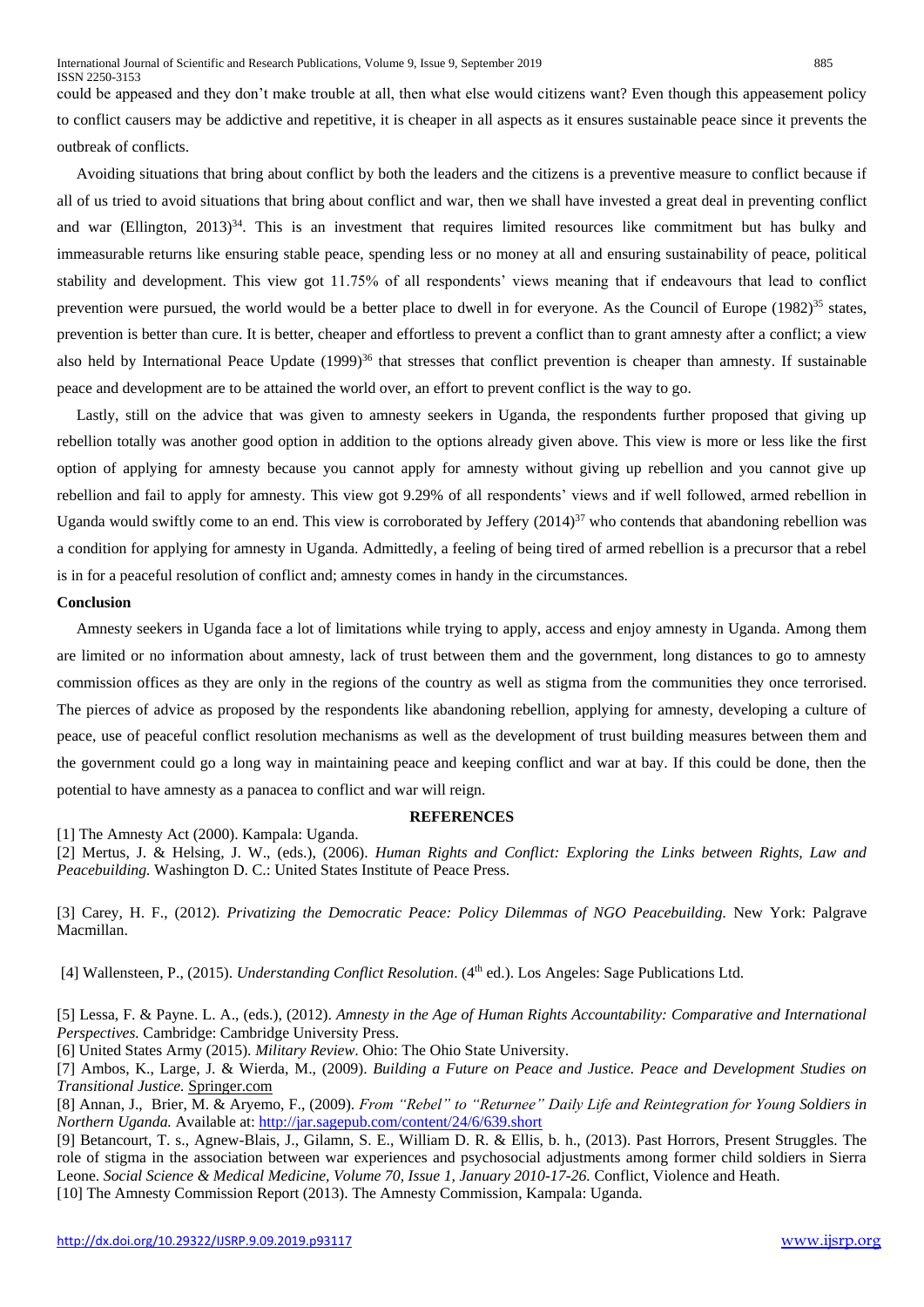could be appeased and they don't make trouble at all, then what else would citizens want? Even though this appeasement policy to conflict causers may be addictive and repetitive, it is cheaper in all aspects as it ensures sustainable peace since it prevents the outbreak of conflicts.

Avoiding situations that bring about conflict by both the leaders and the citizens is a preventive measure to conflict because if all of us tried to avoid situations that bring about conflict and war, then we shall have invested a great deal in preventing conflict and war (Ellington, 2013)[34]. This is an investment that requires limited resources like commitment but has bulky and immeasurable returns like ensuring stable peace, spending less or no money at all and ensuring sustainability of peace, political stability and development. This view got 11.75% of all respondents' views meaning that if endeavours that lead to conflict prevention were pursued, the world would be a better place to dwell in for everyone. As the Council of Europe (1982)[35] states, prevention is better than cure. It is better, cheaper and effortless to prevent a conflict than to grant amnesty after a conflict; a view also held by International Peace Update (1999)[36] that stresses that conflict prevention is cheaper than amnesty. If sustainable peace and development are to be attained the world over, an effort to prevent conflict is the way to go.

Lastly, still on the advice that was given to amnesty seekers in Uganda, the respondents further proposed that giving up rebellion totally was another good option in addition to the options already given above. This view is more or less like the first option of applying for amnesty because you cannot apply for amnesty without giving up rebellion and you cannot give up rebellion and fail to apply for amnesty. This view got 9.29% of all respondents' views and if well followed, armed rebellion in Uganda would swiftly come to an end. This view is corroborated by Jeffery (2014)[37] who contends that abandoning rebellion was a condition for applying for amnesty in Uganda. Admittedly, a feeling of being tired of armed rebellion is a precursor that a rebel is in for a peaceful resolution of conflict and; amnesty comes in handy in the circumstances.

**Conclusion**

Amnesty seekers in Uganda face a lot of limitations while trying to apply, access and enjoy amnesty in Uganda. Among them are limited or no information about amnesty, lack of trust between them and the government, long distances to go to amnesty commission offices as they are only in the regions of the country as well as stigma from the communities they once terrorised. The pierces of advice as proposed by the respondents like abandoning rebellion, applying for amnesty, developing a culture of peace, use of peaceful conflict resolution mechanisms as well as the development of trust building measures between them and the government could go a long way in maintaining peace and keeping conflict and war at bay. If this could be done, then the potential to have amnesty as a panacea to conflict and war will reign.

**REFERENCES**

[1] The Amnesty Act (2000). Kampala: Uganda.

[2] Mertus, J. & Helsing, J. W., (eds.), (2006). *Human Rights and Conflict: Exploring the Links between Rights, Law and Peacebuilding.* Washington D. C.: United States Institute of Peace Press.

[3] Carey, H. F., (2012). *Privatizing the Democratic Peace: Policy Dilemmas of NGO Peacebuilding.* New York: Palgrave Macmillan.

[4] Wallensteen, P., (2015). *Understanding Conflict Resolution*. (4th ed.). Los Angeles: Sage Publications Ltd.

[5] Lessa, F. & Payne. L. A., (eds.), (2012). *Amnesty in the Age of Human Rights Accountability: Comparative and International Perspectives.* Cambridge: Cambridge University Press.

[6] United States Army (2015). *Military Review*. Ohio: The Ohio State University.

[7] Ambos, K., Large, J. & Wierda, M., (2009). *Building a Future on Peace and Justice. Peace and Development Studies on Transitional Justice.* Springer.com

[8] Annan, J., Brier, M. & Aryemo, F., (2009). *From "Rebel" to "Returnee" Daily Life and Reintegration for Young Soldiers in Northern Uganda.* Available at: http://jar.sagepub.com/content/24/6/639.short

[9] Betancourt, T. s., Agnew-Blais, J., Gilamn, S. E., William D. R. & Ellis, b. h., (2013). Past Horrors, Present Struggles. The role of stigma in the association between war experiences and psychosocial adjustments among former child soldiers in Sierra Leone. *Social Science & Medical Medicine, Volume 70, Issue 1, January 2010-17-26.* Conflict, Violence and Heath.

[10] The Amnesty Commission Report (2013). The Amnesty Commission, Kampala: Uganda.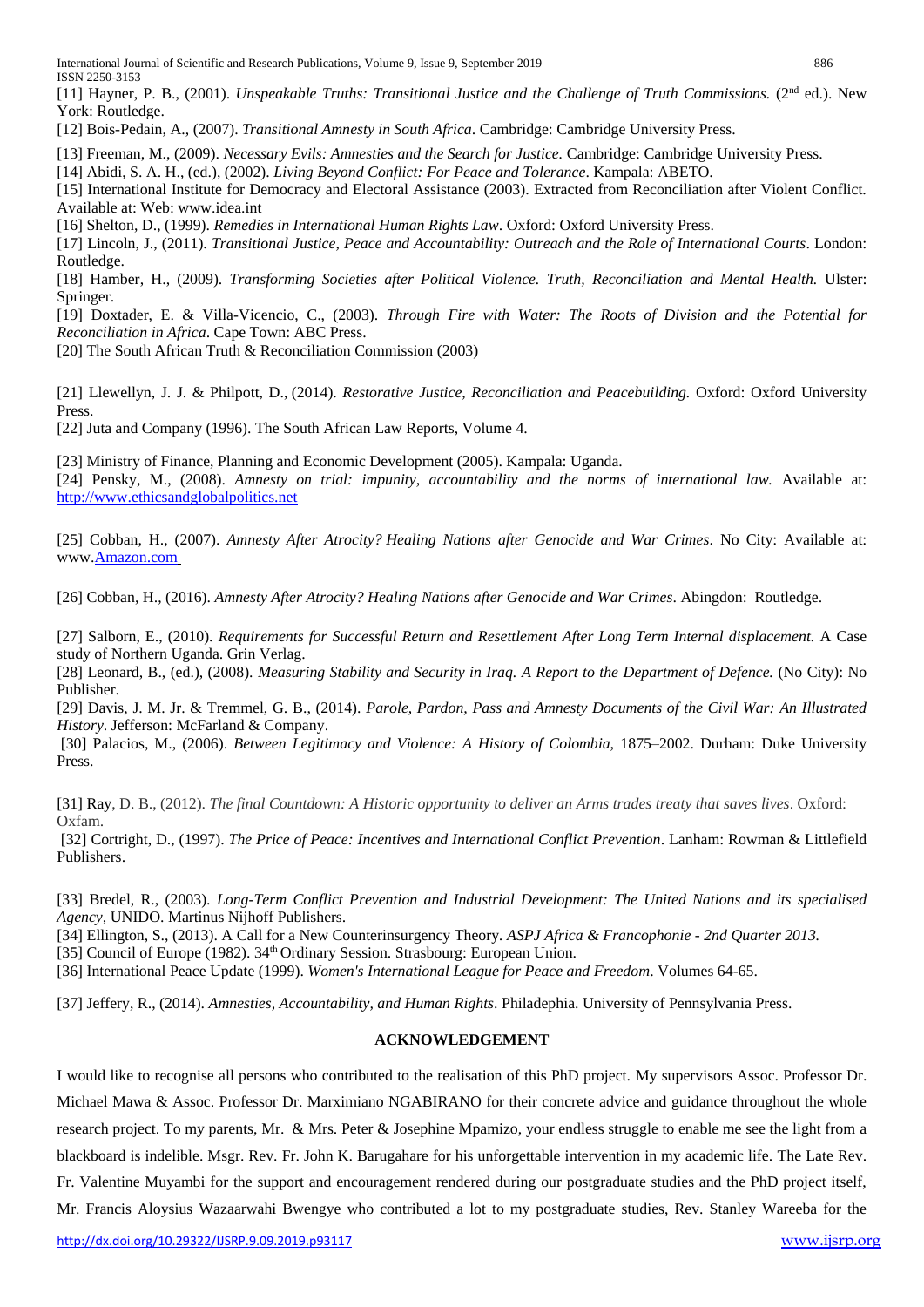[11] Hayner, P. B., (2001). *Unspeakable Truths: Transitional Justice and the Challenge of Truth Commissions.* (2nd ed.). New York: Routledge.

[12] Bois-Pedain, A., (2007). *Transitional Amnesty in South Africa*. Cambridge: Cambridge University Press.

[13] Freeman, M., (2009). *Necessary Evils: Amnesties and the Search for Justice.* Cambridge: Cambridge University Press.

[14] Abidi, S. A. H., (ed.), (2002). *Living Beyond Conflict: For Peace and Tolerance*. Kampala: ABETO.

[15] International Institute for Democracy and Electoral Assistance (2003). Extracted from Reconciliation after Violent Conflict. Available at: Web: www.idea.int

[16] Shelton, D., (1999). *Remedies in International Human Rights Law*. Oxford: Oxford University Press.

[17] Lincoln, J., (2011). *Transitional Justice, Peace and Accountability: Outreach and the Role of International Courts*. London: Routledge.

[18] Hamber, H., (2009). *Transforming Societies after Political Violence. Truth, Reconciliation and Mental Health.* Ulster: Springer.

[19] Doxtader, E. & Villa-Vicencio, C., (2003). *Through Fire with Water: The Roots of Division and the Potential for Reconciliation in Africa*. Cape Town: ABC Press.

[20] The South African Truth & Reconciliation Commission (2003)

[21] Llewellyn, J. J. & Philpott, D., (2014). *Restorative Justice, Reconciliation and Peacebuilding.* Oxford: Oxford University Press.

[22] Juta and Company (1996). The South African Law Reports, Volume 4.

[23] Ministry of Finance, Planning and Economic Development (2005). Kampala: Uganda.

[24] Pensky, M., (2008). *Amnesty on trial: impunity, accountability and the norms of international law.* Available at: http://www.ethicsandglobalpolitics.net

[25] Cobban, H., (2007). *Amnesty After Atrocity? Healing Nations after Genocide and War Crimes*. No City: Available at: www.Amazon.com

[26] Cobban, H., (2016). *Amnesty After Atrocity? Healing Nations after Genocide and War Crimes*. Abingdon: Routledge.

[27] Salborn, E., (2010). *Requirements for Successful Return and Resettlement After Long Term Internal displacement.* A Case study of Northern Uganda. Grin Verlag.

[28] Leonard, B., (ed.), (2008). *Measuring Stability and Security in Iraq. A Report to the Department of Defence.* (No City): No Publisher.

[29] Davis, J. M. Jr. & Tremmel, G. B., (2014). *Parole, Pardon, Pass and Amnesty Documents of the Civil War: An Illustrated History*. Jefferson: McFarland & Company.

[30] Palacios, M., (2006). *Between Legitimacy and Violence: A History of Colombia,* 1875–2002. Durham: Duke University Press.

[31] Ray, D. B., (2012). *The final Countdown: A Historic opportunity to deliver an Arms trades treaty that saves lives*. Oxford: Oxfam.

[32] Cortright, D., (1997). *The Price of Peace: Incentives and International Conflict Prevention*. Lanham: Rowman & Littlefield Publishers.

[33] Bredel, R., (2003). *Long-Term Conflict Prevention and Industrial Development: The United Nations and its specialised Agency,* UNIDO. Martinus Nijhoff Publishers.

[34] Ellington, S., (2013). A Call for a New Counterinsurgency Theory. *ASPJ Africa & Francophonie - 2nd Quarter 2013.*

[35] Council of Europe (1982). 34th Ordinary Session. Strasbourg: European Union.

[36] International Peace Update (1999). *Women's International League for Peace and Freedom*. Volumes 64-65.

[37] Jeffery, R., (2014). *Amnesties, Accountability, and Human Rights*. Philadephia. University of Pennsylvania Press.

## ACKNOWLEDGEMENT

I would like to recognise all persons who contributed to the realisation of this PhD project. My supervisors Assoc. Professor Dr. Michael Mawa & Assoc. Professor Dr. Marximiano NGABIRANO for their concrete advice and guidance throughout the whole research project. To my parents, Mr. & Mrs. Peter & Josephine Mpamizo, your endless struggle to enable me see the light from a blackboard is indelible. Msgr. Rev. Fr. John K. Barugahare for his unforgettable intervention in my academic life. The Late Rev. Fr. Valentine Muyambi for the support and encouragement rendered during our postgraduate studies and the PhD project itself, Mr. Francis Aloysius Wazaarwahi Bwengye who contributed a lot to my postgraduate studies, Rev. Stanley Wareeba for the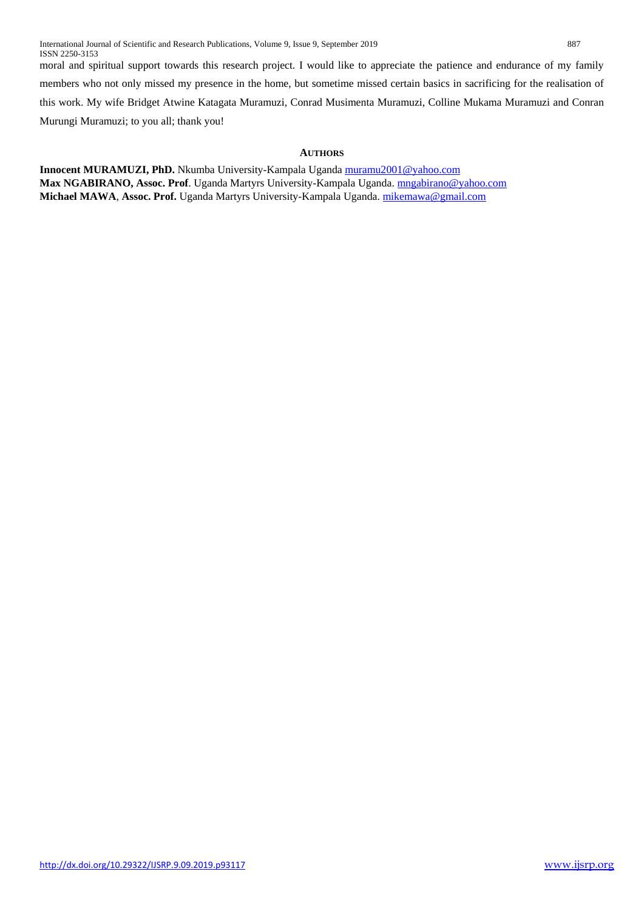moral and spiritual support towards this research project. I would like to appreciate the patience and endurance of my family members who not only missed my presence in the home, but sometime missed certain basics in sacrificing for the realisation of this work. My wife Bridget Atwine Katagata Muramuzi, Conrad Musimenta Muramuzi, Colline Mukama Muramuzi and Conran Murungi Muramuzi; to you all; thank you!

## AUTHORS

**Innocent MURAMUZI, PhD.** Nkumba University-Kampala Uganda muramu2001@yahoo.com
**Max NGABIRANO, Assoc. Prof**. Uganda Martyrs University-Kampala Uganda. mngabirano@yahoo.com
**Michael MAWA**, **Assoc. Prof.** Uganda Martyrs University-Kampala Uganda. mikemawa@gmail.com